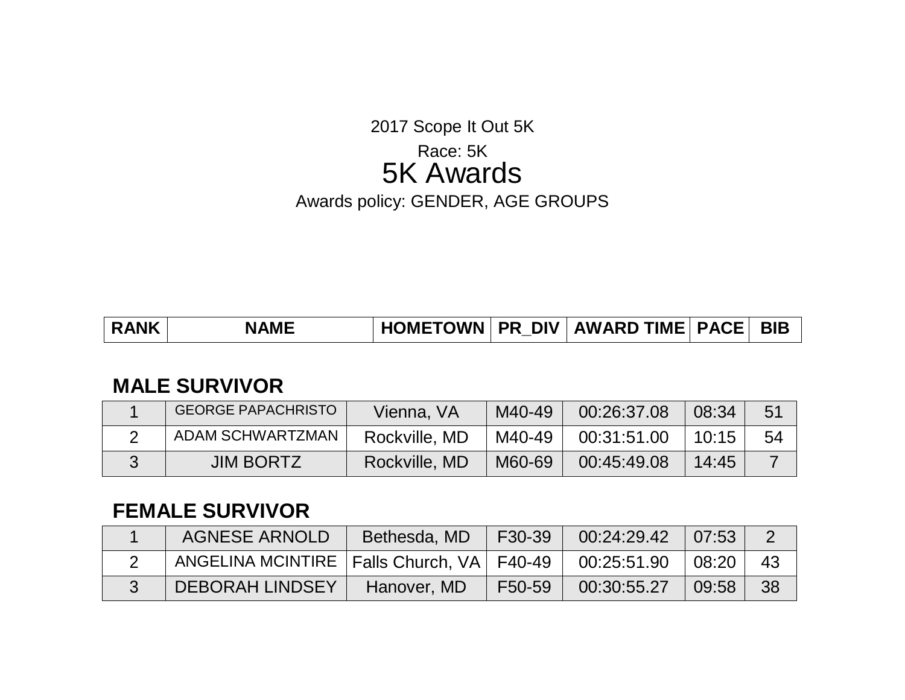2017 Scope It Out 5K

Race: 5K

# 5K Awards

Awards policy: GENDER, AGE GROUPS

| RANK | NAME | HOMETOWN | PR_DIV | AWARD TIME | PACE | BIB |
|---|---|---|---|---|---|---|

## MALE SURVIVOR

| RANK | NAME | HOMETOWN | PR_DIV | AWARD TIME | PACE | BIB |
|---|---|---|---|---|---|---|
| 1 | GEORGE PAPACHRISTO | Vienna, VA | M40-49 | 00:26:37.08 | 08:34 | 51 |
| 2 | ADAM SCHWARTZMAN | Rockville, MD | M40-49 | 00:31:51.00 | 10:15 | 54 |
| 3 | JIM BORTZ | Rockville, MD | M60-69 | 00:45:49.08 | 14:45 | 7 |

## FEMALE SURVIVOR

| RANK | NAME | HOMETOWN | PR_DIV | AWARD TIME | PACE | BIB |
|---|---|---|---|---|---|---|
| 1 | AGNESE ARNOLD | Bethesda, MD | F30-39 | 00:24:29.42 | 07:53 | 2 |
| 2 | ANGELINA MCINTIRE | Falls Church, VA | F40-49 | 00:25:51.90 | 08:20 | 43 |
| 3 | DEBORAH LINDSEY | Hanover, MD | F50-59 | 00:30:55.27 | 09:58 | 38 |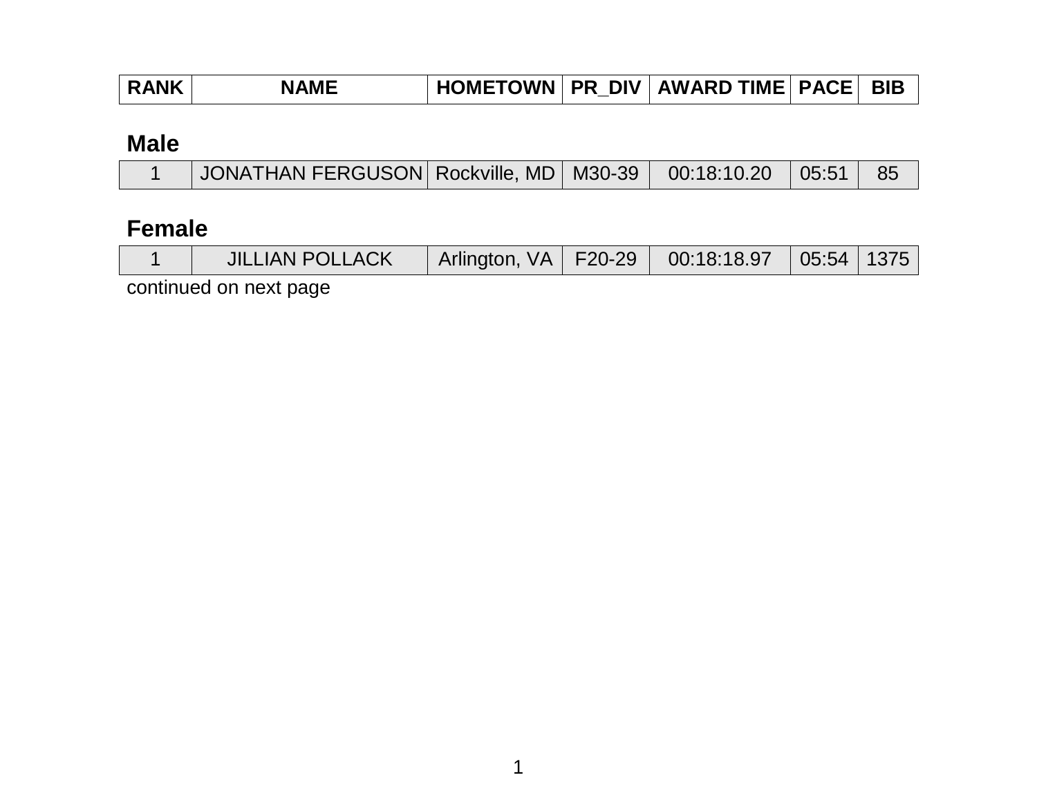| RANK | NAME | HOMETOWN | PR_DIV | AWARD TIME | PACE | BIB |
|---|---|---|---|---|---|---|

## Male

| RANK | NAME | HOMETOWN | PR_DIV | AWARD TIME | PACE | BIB |
|---|---|---|---|---|---|---|
| 1 | JONATHAN FERGUSON | Rockville, MD | M30-39 | 00:18:10.20 | 05:51 | 85 |

## Female

| RANK | NAME | HOMETOWN | PR_DIV | AWARD TIME | PACE | BIB |
|---|---|---|---|---|---|---|
| 1 | JILLIAN POLLACK | Arlington, VA | F20-29 | 00:18:18.97 | 05:54 | 1375 |

continued on next page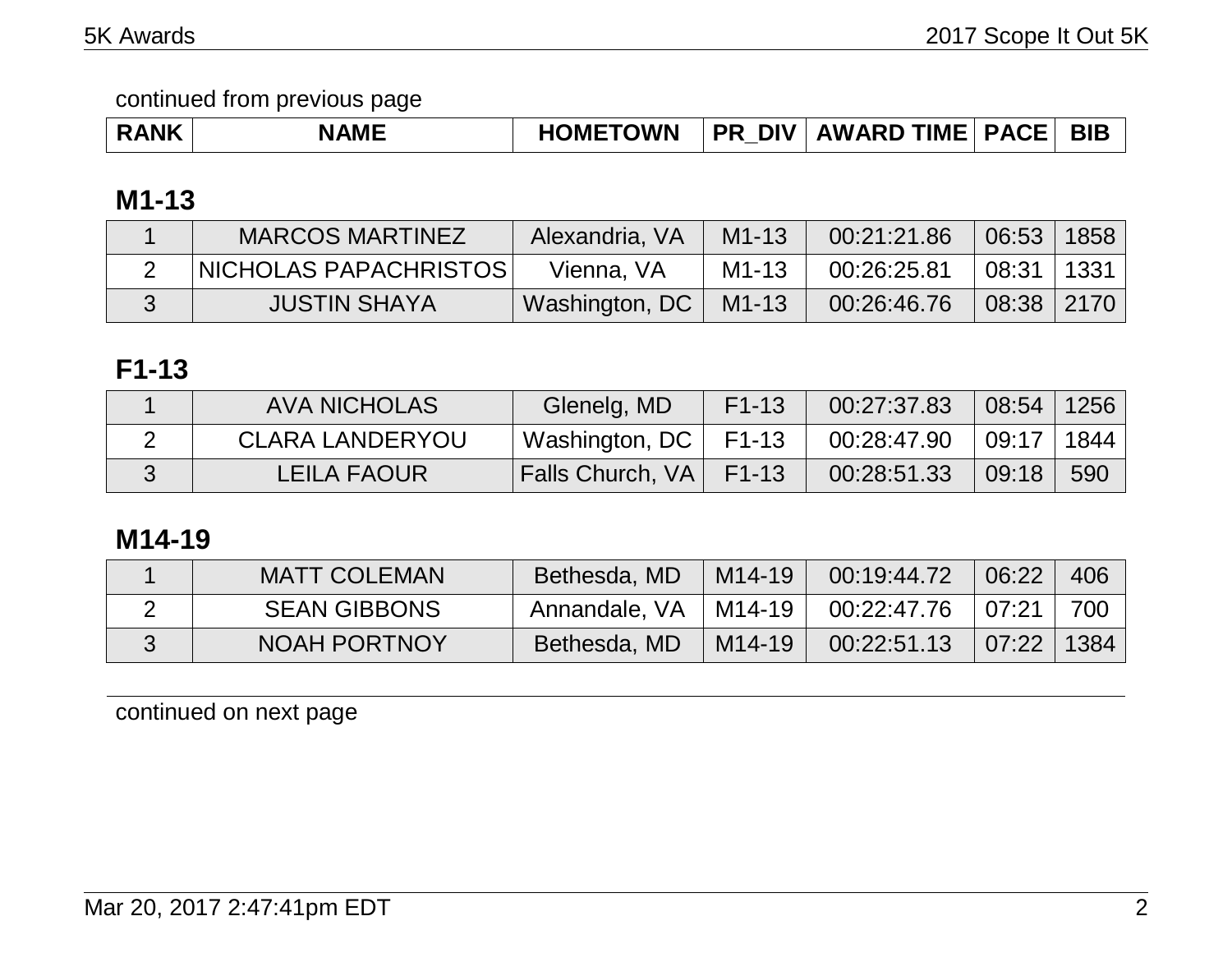continued from previous page

| RANK | NAME | HOMETOWN | PR_DIV | AWARD TIME | PACE | BIB |
|---|---|---|---|---|---|---|

## M1-13

| RANK | NAME | HOMETOWN | PR_DIV | AWARD TIME | PACE | BIB |
|---|---|---|---|---|---|---|
| 1 | MARCOS MARTINEZ | Alexandria, VA | M1-13 | 00:21:21.86 | 06:53 | 1858 |
| 2 | NICHOLAS PAPACHRISTOS | Vienna, VA | M1-13 | 00:26:25.81 | 08:31 | 1331 |
| 3 | JUSTIN SHAYA | Washington, DC | M1-13 | 00:26:46.76 | 08:38 | 2170 |

## F1-13

| RANK | NAME | HOMETOWN | PR_DIV | AWARD TIME | PACE | BIB |
|---|---|---|---|---|---|---|
| 1 | AVA NICHOLAS | Glenelg, MD | F1-13 | 00:27:37.83 | 08:54 | 1256 |
| 2 | CLARA LANDERYOU | Washington, DC | F1-13 | 00:28:47.90 | 09:17 | 1844 |
| 3 | LEILA FAOUR | Falls Church, VA | F1-13 | 00:28:51.33 | 09:18 | 590 |

## M14-19

| RANK | NAME | HOMETOWN | PR_DIV | AWARD TIME | PACE | BIB |
|---|---|---|---|---|---|---|
| 1 | MATT COLEMAN | Bethesda, MD | M14-19 | 00:19:44.72 | 06:22 | 406 |
| 2 | SEAN GIBBONS | Annandale, VA | M14-19 | 00:22:47.76 | 07:21 | 700 |
| 3 | NOAH PORTNOY | Bethesda, MD | M14-19 | 00:22:51.13 | 07:22 | 1384 |

continued on next page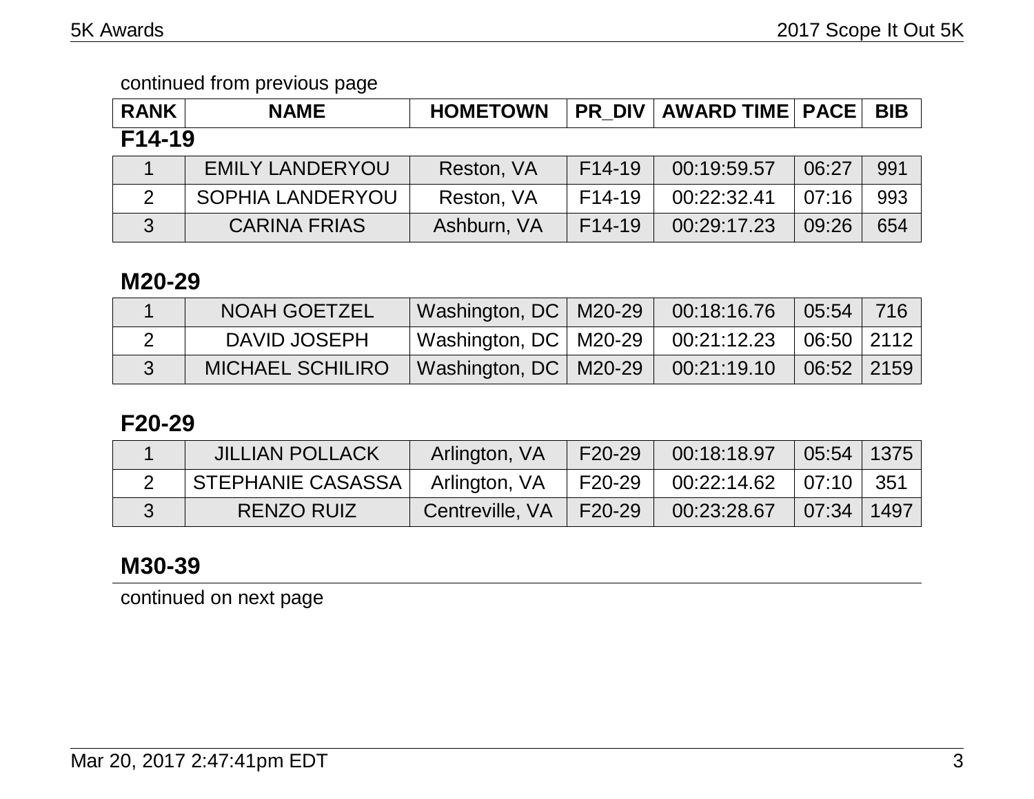continued from previous page

| RANK | NAME | HOMETOWN | PR_DIV | AWARD TIME | PACE | BIB |
|---|---|---|---|---|---|---|

## F14-19

| RANK | NAME | HOMETOWN | PR_DIV | AWARD TIME | PACE | BIB |
|---|---|---|---|---|---|---|
| 1 | EMILY LANDERYOU | Reston, VA | F14-19 | 00:19:59.57 | 06:27 | 991 |
| 2 | SOPHIA LANDERYOU | Reston, VA | F14-19 | 00:22:32.41 | 07:16 | 993 |
| 3 | CARINA FRIAS | Ashburn, VA | F14-19 | 00:29:17.23 | 09:26 | 654 |

## M20-29

| RANK | NAME | HOMETOWN | PR_DIV | AWARD TIME | PACE | BIB |
|---|---|---|---|---|---|---|
| 1 | NOAH GOETZEL | Washington, DC | M20-29 | 00:18:16.76 | 05:54 | 716 |
| 2 | DAVID JOSEPH | Washington, DC | M20-29 | 00:21:12.23 | 06:50 | 2112 |
| 3 | MICHAEL SCHILIRO | Washington, DC | M20-29 | 00:21:19.10 | 06:52 | 2159 |

## F20-29

| RANK | NAME | HOMETOWN | PR_DIV | AWARD TIME | PACE | BIB |
|---|---|---|---|---|---|---|
| 1 | JILLIAN POLLACK | Arlington, VA | F20-29 | 00:18:18.97 | 05:54 | 1375 |
| 2 | STEPHANIE CASASSA | Arlington, VA | F20-29 | 00:22:14.62 | 07:10 | 351 |
| 3 | RENZO RUIZ | Centreville, VA | F20-29 | 00:23:28.67 | 07:34 | 1497 |

## M30-39

continued on next page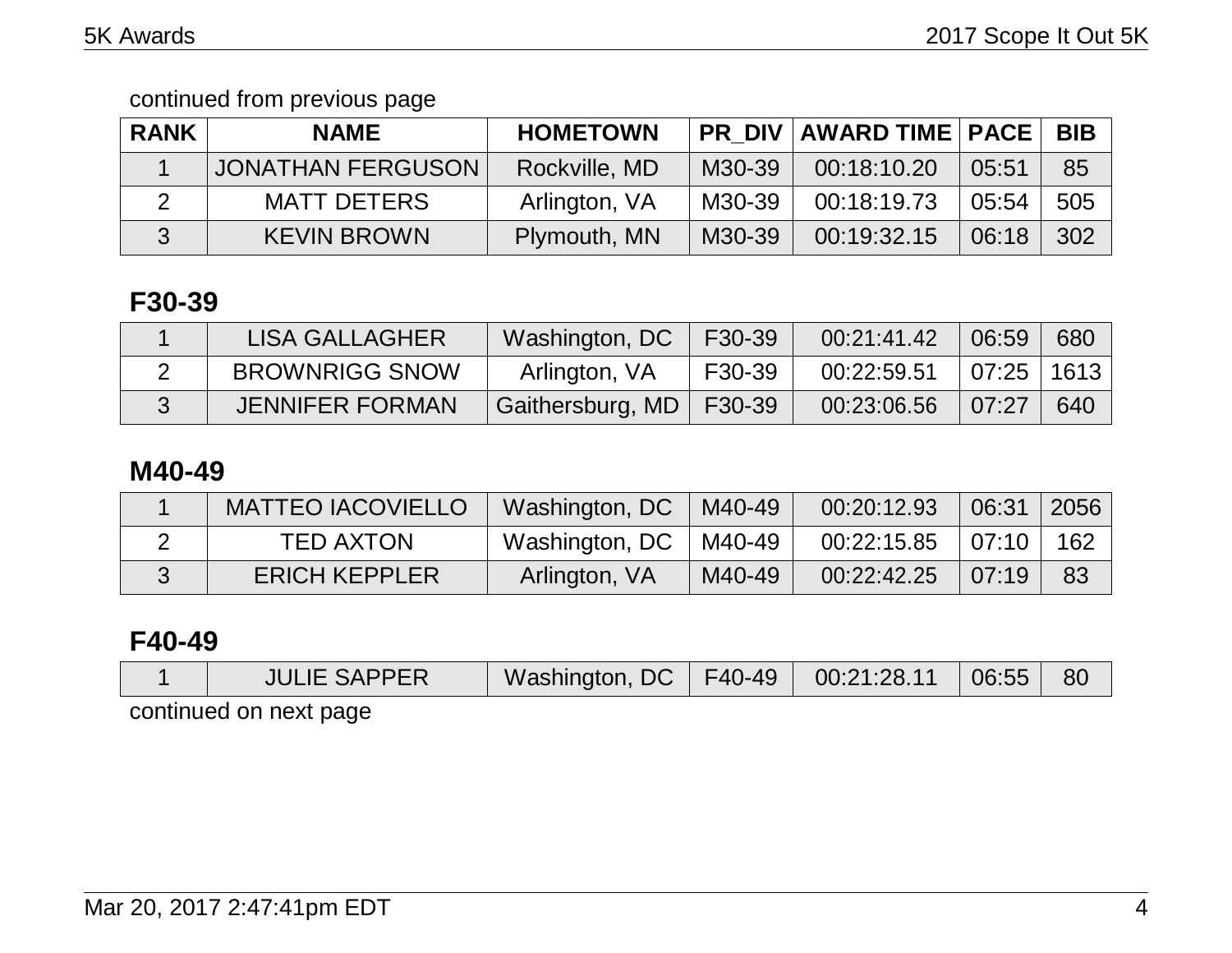continued from previous page

| RANK | NAME | HOMETOWN | PR_DIV | AWARD TIME | PACE | BIB |
|---|---|---|---|---|---|---|
| 1 | JONATHAN FERGUSON | Rockville, MD | M30-39 | 00:18:10.20 | 05:51 | 85 |
| 2 | MATT DETERS | Arlington, VA | M30-39 | 00:18:19.73 | 05:54 | 505 |
| 3 | KEVIN BROWN | Plymouth, MN | M30-39 | 00:19:32.15 | 06:18 | 302 |

## F30-39

| RANK | NAME | HOMETOWN | PR_DIV | AWARD TIME | PACE | BIB |
|---|---|---|---|---|---|---|
| 1 | LISA GALLAGHER | Washington, DC | F30-39 | 00:21:41.42 | 06:59 | 680 |
| 2 | BROWNRIGG SNOW | Arlington, VA | F30-39 | 00:22:59.51 | 07:25 | 1613 |
| 3 | JENNIFER FORMAN | Gaithersburg, MD | F30-39 | 00:23:06.56 | 07:27 | 640 |

## M40-49

| RANK | NAME | HOMETOWN | PR_DIV | AWARD TIME | PACE | BIB |
|---|---|---|---|---|---|---|
| 1 | MATTEO IACOVIELLO | Washington, DC | M40-49 | 00:20:12.93 | 06:31 | 2056 |
| 2 | TED AXTON | Washington, DC | M40-49 | 00:22:15.85 | 07:10 | 162 |
| 3 | ERICH KEPPLER | Arlington, VA | M40-49 | 00:22:42.25 | 07:19 | 83 |

## F40-49

| RANK | NAME | HOMETOWN | PR_DIV | AWARD TIME | PACE | BIB |
|---|---|---|---|---|---|---|
| 1 | JULIE SAPPER | Washington, DC | F40-49 | 00:21:28.11 | 06:55 | 80 |

continued on next page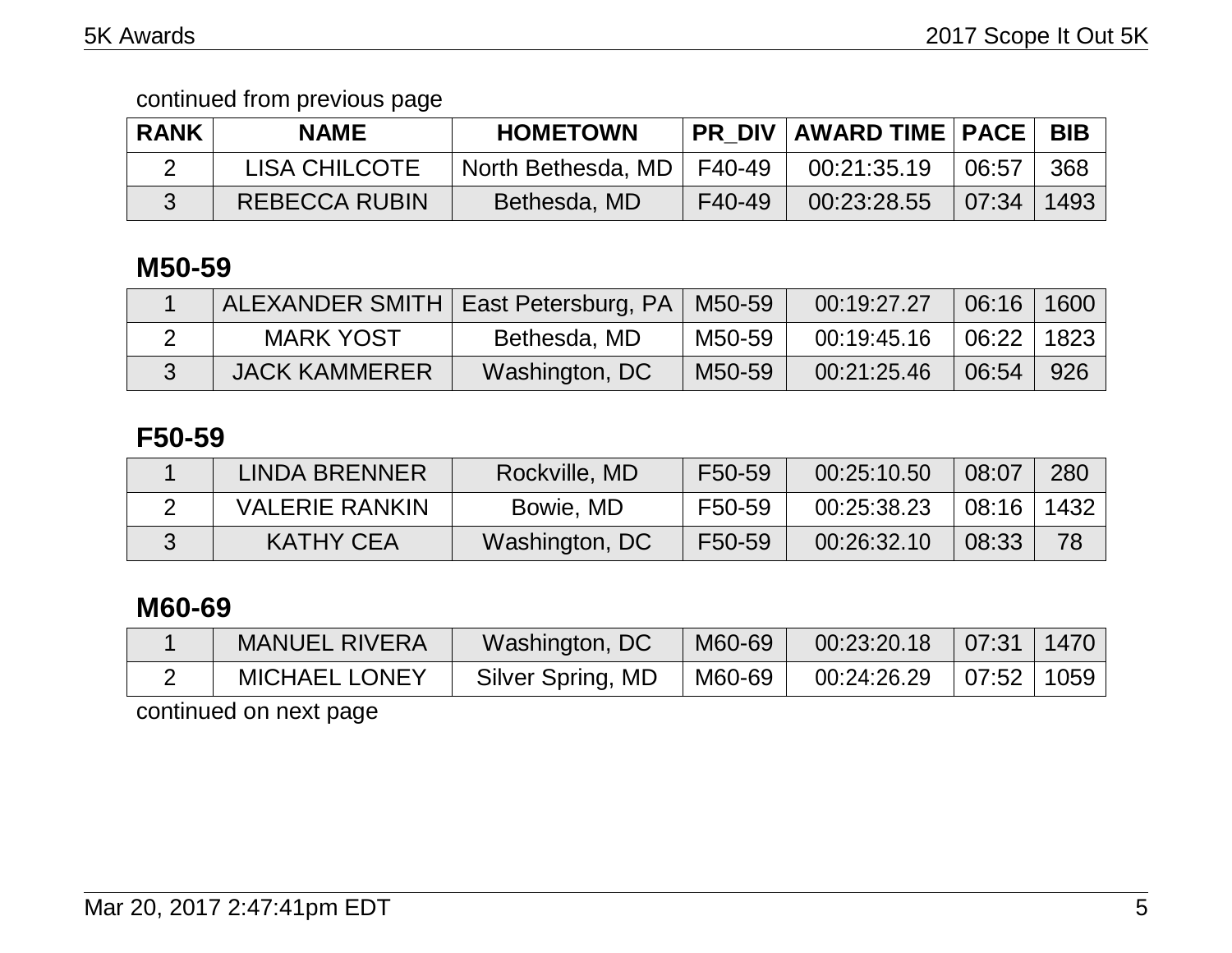continued from previous page

| RANK | NAME | HOMETOWN | PR_DIV | AWARD TIME | PACE | BIB |
|---|---|---|---|---|---|---|
| 2 | LISA CHILCOTE | North Bethesda, MD | F40-49 | 00:21:35.19 | 06:57 | 368 |
| 3 | REBECCA RUBIN | Bethesda, MD | F40-49 | 00:23:28.55 | 07:34 | 1493 |

## M50-59

| RANK | NAME | HOMETOWN | PR_DIV | AWARD TIME | PACE | BIB |
|---|---|---|---|---|---|---|
| 1 | ALEXANDER SMITH | East Petersburg, PA | M50-59 | 00:19:27.27 | 06:16 | 1600 |
| 2 | MARK YOST | Bethesda, MD | M50-59 | 00:19:45.16 | 06:22 | 1823 |
| 3 | JACK KAMMERER | Washington, DC | M50-59 | 00:21:25.46 | 06:54 | 926 |

## F50-59

| RANK | NAME | HOMETOWN | PR_DIV | AWARD TIME | PACE | BIB |
|---|---|---|---|---|---|---|
| 1 | LINDA BRENNER | Rockville, MD | F50-59 | 00:25:10.50 | 08:07 | 280 |
| 2 | VALERIE RANKIN | Bowie, MD | F50-59 | 00:25:38.23 | 08:16 | 1432 |
| 3 | KATHY CEA | Washington, DC | F50-59 | 00:26:32.10 | 08:33 | 78 |

## M60-69

| RANK | NAME | HOMETOWN | PR_DIV | AWARD TIME | PACE | BIB |
|---|---|---|---|---|---|---|
| 1 | MANUEL RIVERA | Washington, DC | M60-69 | 00:23:20.18 | 07:31 | 1470 |
| 2 | MICHAEL LONEY | Silver Spring, MD | M60-69 | 00:24:26.29 | 07:52 | 1059 |

continued on next page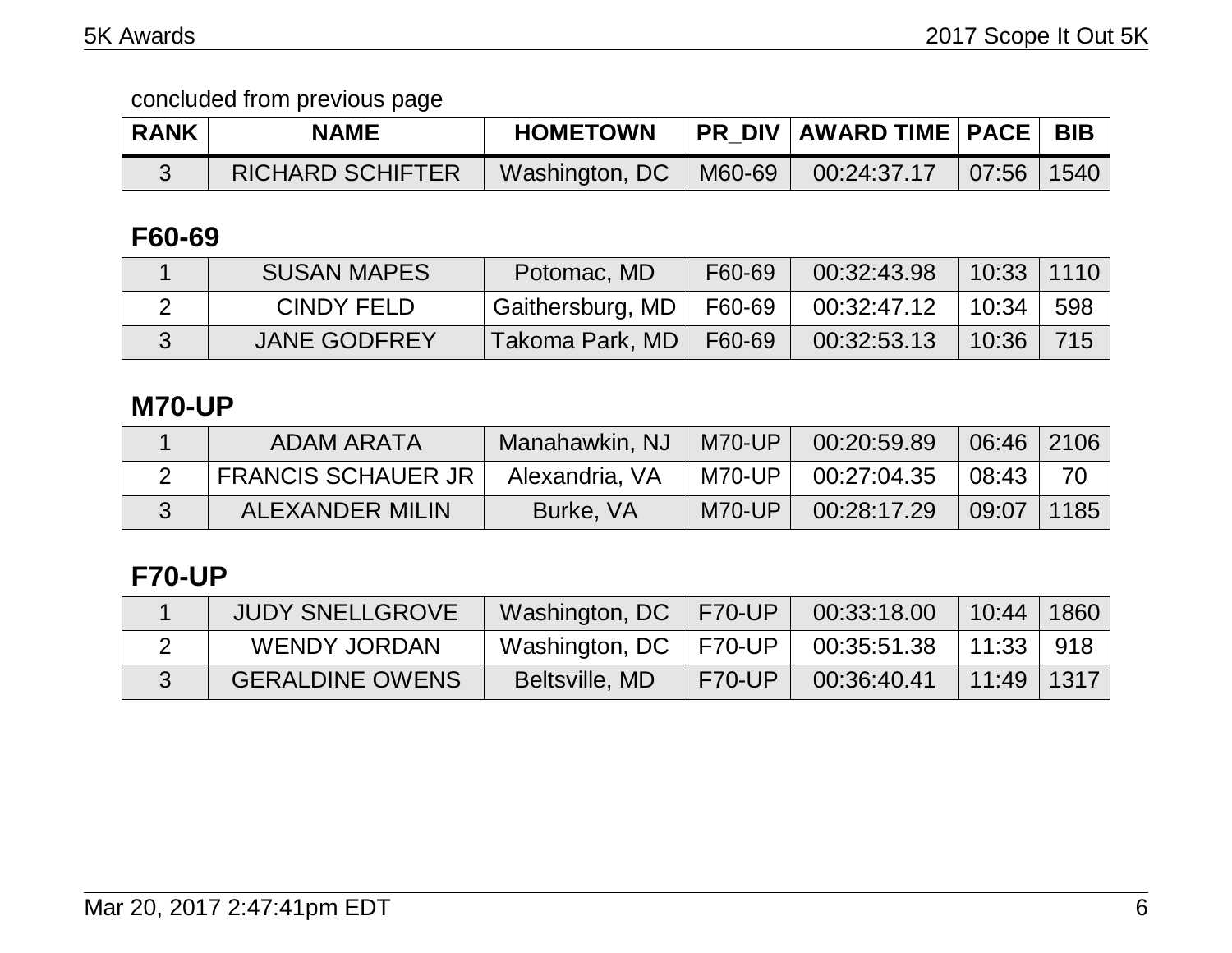concluded from previous page

| RANK | NAME | HOMETOWN | PR_DIV | AWARD TIME | PACE | BIB |
|---|---|---|---|---|---|---|
| 3 | RICHARD SCHIFTER | Washington, DC | M60-69 | 00:24:37.17 | 07:56 | 1540 |

## F60-69

| | | | | | | |
|---|---|---|---|---|---|---|
| 1 | SUSAN MAPES | Potomac, MD | F60-69 | 00:32:43.98 | 10:33 | 1110 |
| 2 | CINDY FELD | Gaithersburg, MD | F60-69 | 00:32:47.12 | 10:34 | 598 |
| 3 | JANE GODFREY | Takoma Park, MD | F60-69 | 00:32:53.13 | 10:36 | 715 |

## M70-UP

| | | | | | | |
|---|---|---|---|---|---|---|
| 1 | ADAM ARATA | Manahawkin, NJ | M70-UP | 00:20:59.89 | 06:46 | 2106 |
| 2 | FRANCIS SCHAUER JR | Alexandria, VA | M70-UP | 00:27:04.35 | 08:43 | 70 |
| 3 | ALEXANDER MILIN | Burke, VA | M70-UP | 00:28:17.29 | 09:07 | 1185 |

## F70-UP

| | | | | | | |
|---|---|---|---|---|---|---|
| 1 | JUDY SNELLGROVE | Washington, DC | F70-UP | 00:33:18.00 | 10:44 | 1860 |
| 2 | WENDY JORDAN | Washington, DC | F70-UP | 00:35:51.38 | 11:33 | 918 |
| 3 | GERALDINE OWENS | Beltsville, MD | F70-UP | 00:36:40.41 | 11:49 | 1317 |